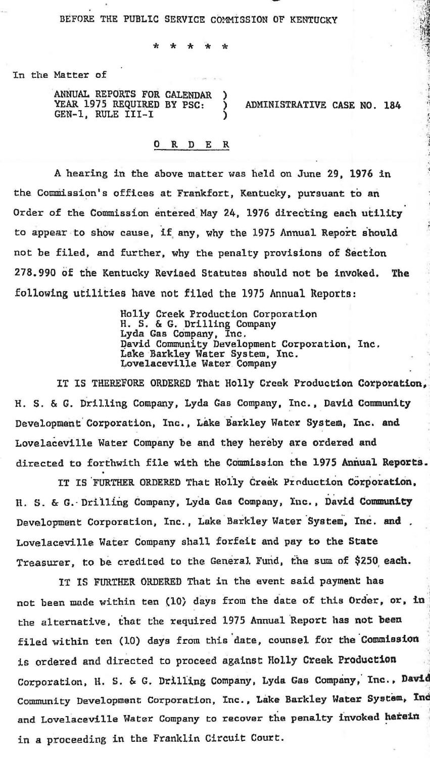BEFORE THE PUBLIC SERVICE COMMISSION OF KENTUCKY

\* \* \* \* \*

In the Matter of

ANNUAL REPORTS FOR CALENDAR YEAR 1975 REQUIRED BY PSC: GEN-1, RULE III-I ) ADMINISTRATIVE CASE NO. 184

## O R D E R

A hearing in the above matter was held on June 29, 1976 in the Commission's offices at Frankfort, Kentucky, pursuant to an Order of the Commission entered May 24, 1976 directing each utility to appear to show cause, if any, why the 1975 Annual Report should not be filed, and further, why the penalty provisions of Section 278.990 of the Kentucky Revised Statutes should not be invoked. The following utilities have not filed the 1975 Annual Reports:

Holly Creek Production Corporation
H. S. & G. Drilling Company
Lyda Gas Company, Inc.
David Community Development Corporation, Inc.
Lake Barkley Water System, Inc.
Lovelaceville Water Company

IT IS THEREFORE ORDERED That Holly Creek Production Corporation, H. S. & G. Drilling Company, Lyda Gas Company, Inc., David Community Development Corporation, Inc., Lake Barkley Water System, Inc. and Lovelaceville Water Company be and they hereby are ordered and directed to forthwith file with the Commission the 1975 Annual Reports.

IT IS FURTHER ORDERED That Holly Creek Production Corporation, H. S. & G. Drilling Company, Lyda Gas Company, Inc., David Community Development Corporation, Inc., Lake Barkley Water System, Inc. and Lovelaceville Water Company shall forfeit and pay to the State Treasurer, to be credited to the General Fund, the sum of $250 each.

IT IS FURTHER ORDERED That in the event said payment has not been made within ten (10) days from the date of this Order, or, in the alternative, that the required 1975 Annual Report has not been filed within ten (10) days from this date, counsel for the Commission is ordered and directed to proceed against Holly Creek Production Corporation, H. S. & G. Drilling Company, Lyda Gas Company, Inc., David Community Development Corporation, Inc., Lake Barkley Water System, Inc and Lovelaceville Water Company to recover the penalty invoked herein in a proceeding in the Franklin Circuit Court.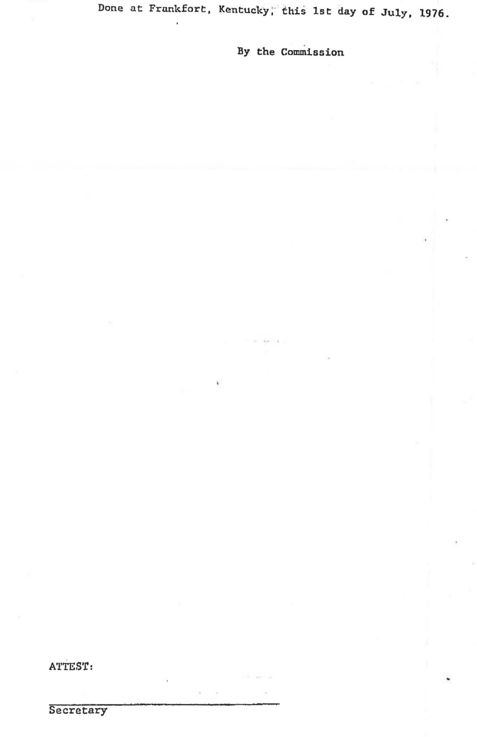Done at Frankfort, Kentucky, this 1st day of July, 1976.

By the Commission

ATTEST:

_______________________________

Secretary